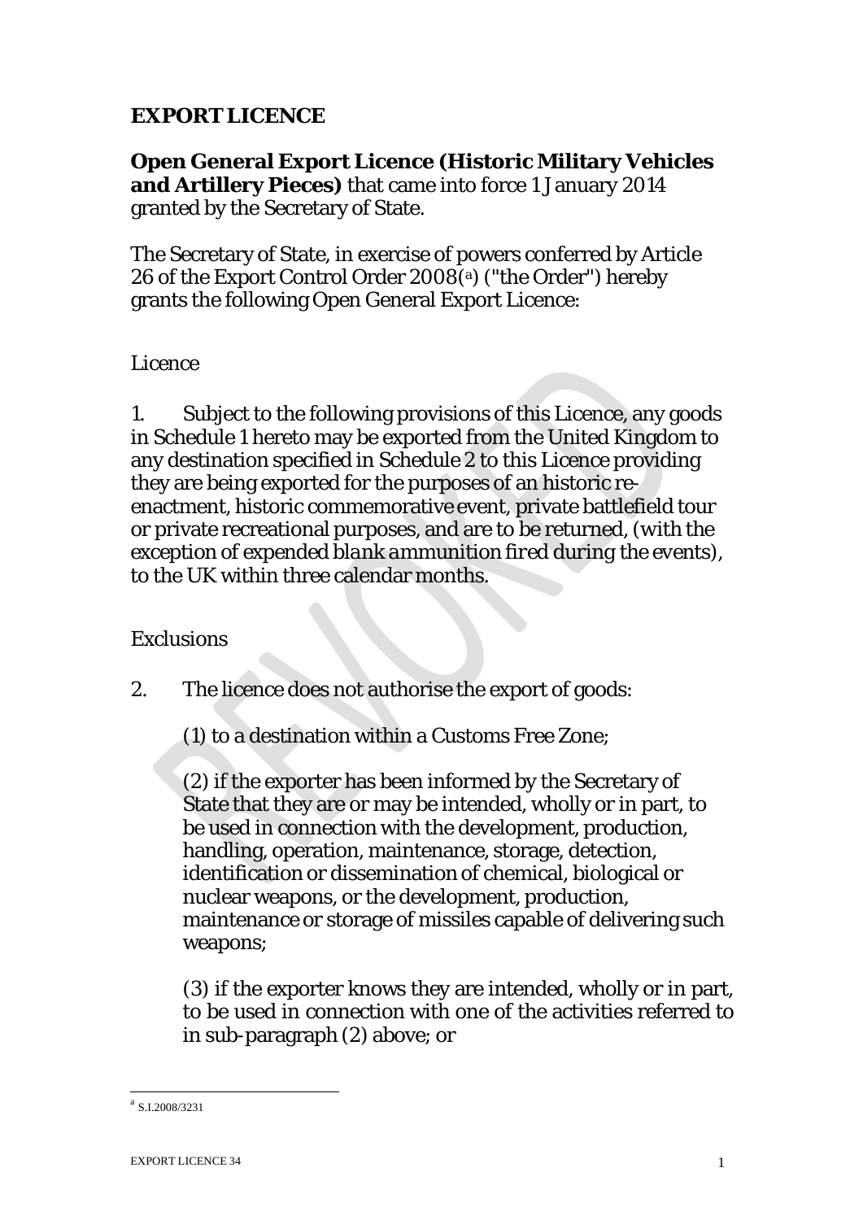**EXPORT LICENCE**

**Open General Export Licence (Historic Military Vehicles and Artillery Pieces)** that came into force 1 January 2014 granted by the Secretary of State.

The Secretary of State, in exercise of powers conferred by Article 26 of the Export Control Order 2008[a] ("the Order") hereby grants the following Open General Export Licence:

Licence

1. Subject to the following provisions of this Licence, any goods in Schedule 1 hereto may be exported from the United Kingdom to any destination specified in Schedule 2 to this Licence providing they are being exported for the purposes of an historic re-enactment, historic commemorative event, private battlefield tour or private recreational purposes, and are to be returned, (with the exception of expended blank ammunition fired during the events), to the UK within three calendar months.

Exclusions

2. The licence does not authorise the export of goods:

   (1) to a destination within a Customs Free Zone;

   (2) if the exporter has been informed by the Secretary of State that they are or may be intended, wholly or in part, to be used in connection with the development, production, handling, operation, maintenance, storage, detection, identification or dissemination of chemical, biological or nuclear weapons, or the development, production, maintenance or storage of missiles capable of delivering such weapons;

   (3) if the exporter knows they are intended, wholly or in part, to be used in connection with one of the activities referred to in sub-paragraph (2) above; or

[a] S.I.2008/3231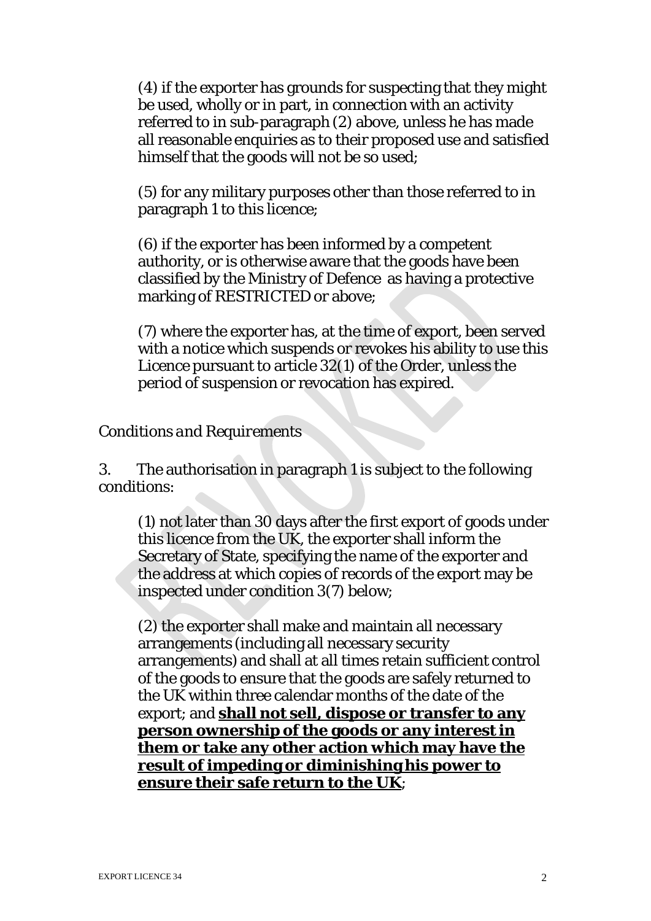(4) if the exporter has grounds for suspecting that they might be used, wholly or in part, in connection with an activity referred to in sub-paragraph (2) above, unless he has made all reasonable enquiries as to their proposed use and satisfied himself that the goods will not be so used;

(5) for any military purposes other than those referred to in paragraph 1 to this licence;

(6) if the exporter has been informed by a competent authority, or is otherwise aware that the goods have been classified by the Ministry of Defence as having a protective marking of RESTRICTED or above;

(7) where the exporter has, at the time of export, been served with a notice which suspends or revokes his ability to use this Licence pursuant to article 32(1) of the Order, unless the period of suspension or revocation has expired.

*Conditions and Requirements*

3. The authorisation in paragraph 1 is subject to the following conditions:

(1) not later than 30 days after the first export of goods under this licence from the UK, the exporter shall inform the Secretary of State, specifying the name of the exporter and the address at which copies of records of the export may be inspected under condition 3(7) below;

(2) the exporter shall make and maintain all necessary arrangements (including all necessary security arrangements) and shall at all times retain sufficient control of the goods to ensure that the goods are safely returned to the UK within three calendar months of the date of the export; and **<u>shall not sell, dispose or transfer to any person ownership of the goods or any interest in them or take any other action which may have the result of impeding or diminishing his power to ensure their safe return to the UK</u>**;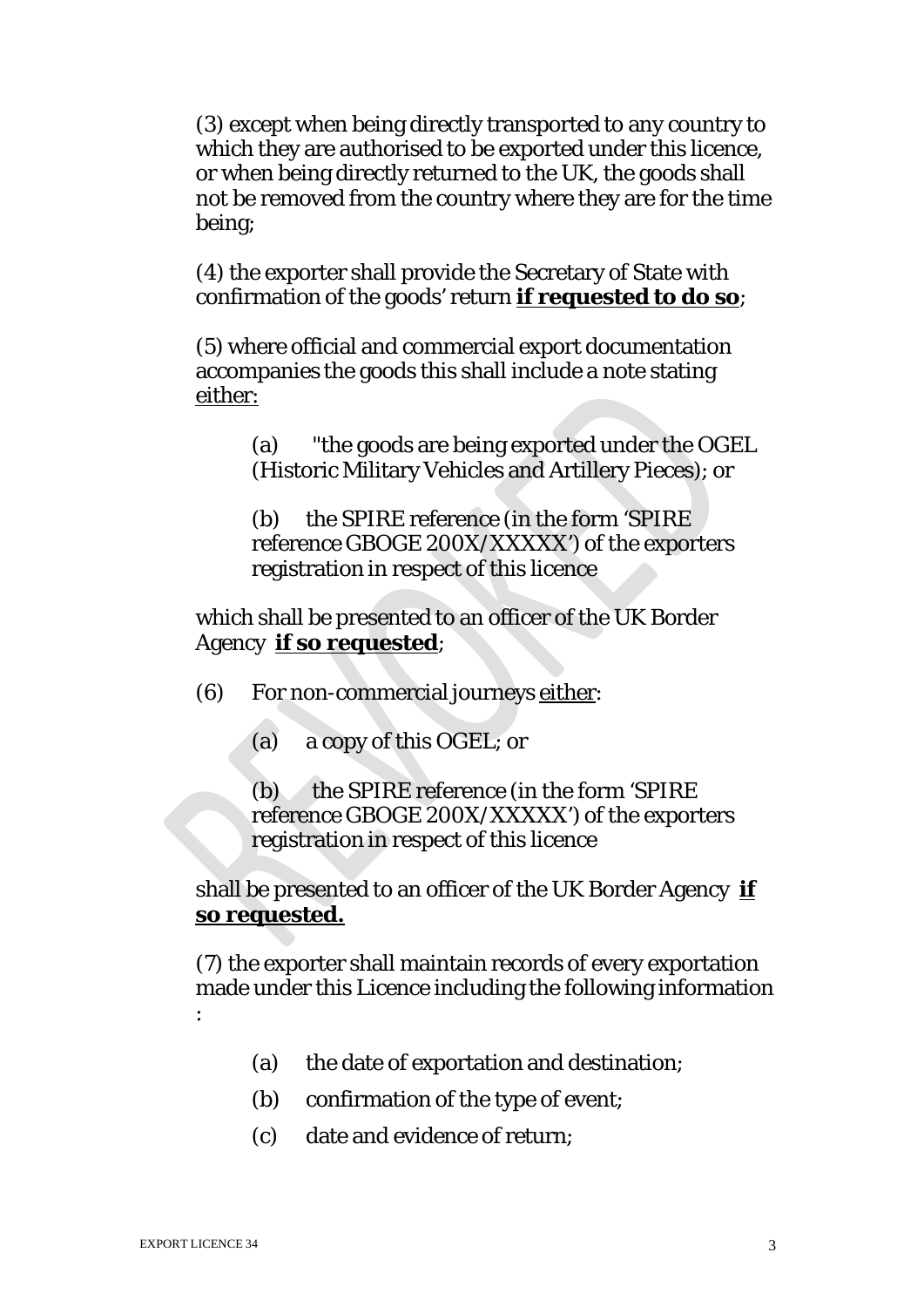(3) except when being directly transported to any country to which they are authorised to be exported under this licence, or when being directly returned to the UK, the goods shall not be removed from the country where they are for the time being;

(4) the exporter shall provide the Secretary of State with confirmation of the goods' return **if requested to do so**;

(5) where official and commercial export documentation accompanies the goods this shall include a note stating either:

(a) "the goods are being exported under the OGEL (Historic Military Vehicles and Artillery Pieces); or

(b) the SPIRE reference (in the form 'SPIRE reference GBOGE 200X/XXXXX') of the exporters registration in respect of this licence

which shall be presented to an officer of the UK Border Agency **if so requested**;

(6) For non-commercial journeys either:

(a) a copy of this OGEL; or

(b) the SPIRE reference (in the form 'SPIRE reference GBOGE 200X/XXXXX') of the exporters registration in respect of this licence

shall be presented to an officer of the UK Border Agency **if so requested.**

(7) the exporter shall maintain records of every exportation made under this Licence including the following information :

(a) the date of exportation and destination;

(b) confirmation of the type of event;

(c) date and evidence of return;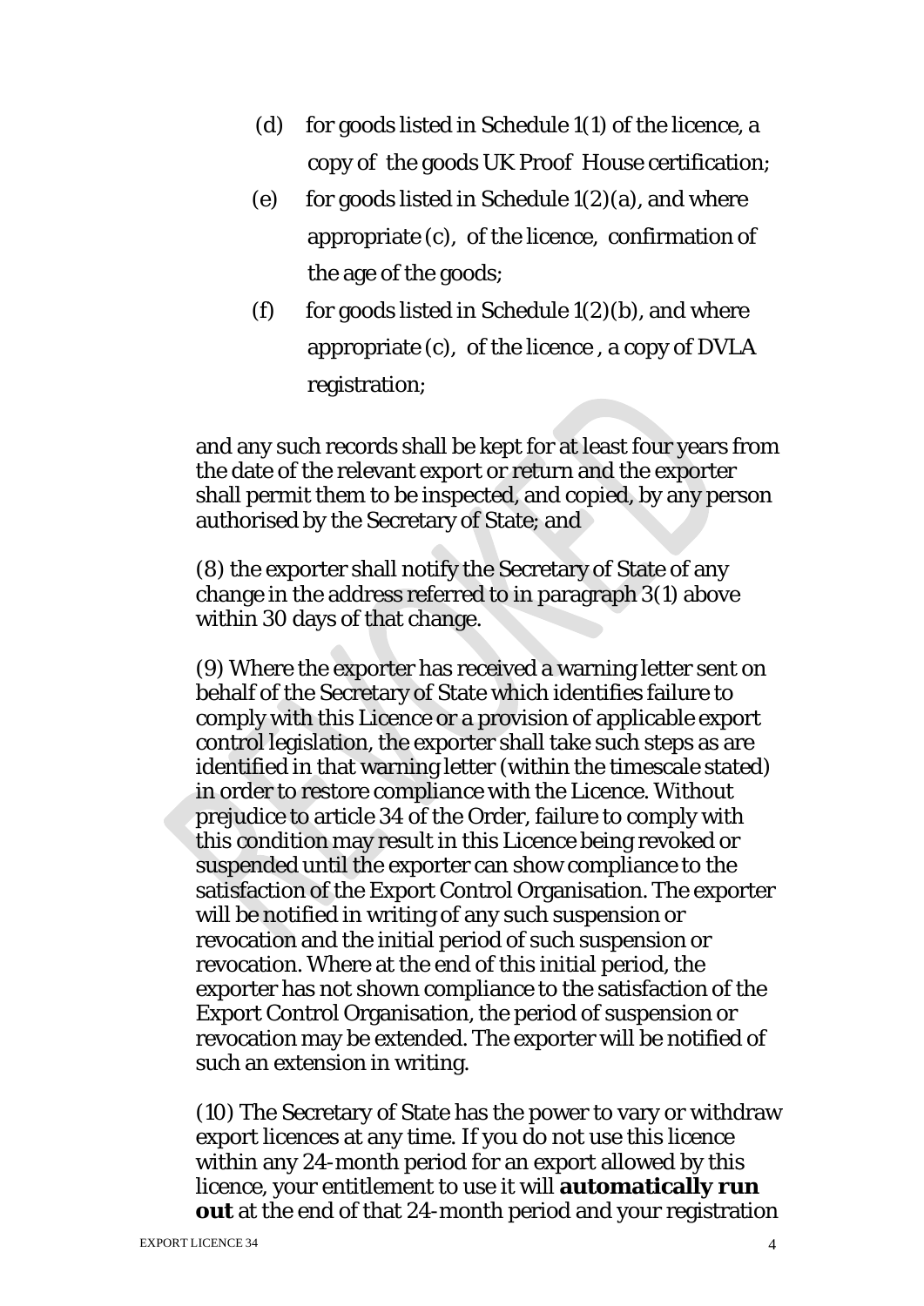(d) for goods listed in Schedule 1(1) of the licence, a copy of the goods UK Proof House certification;

(e) for goods listed in Schedule 1(2)(a), and where appropriate (c), of the licence, confirmation of the age of the goods;

(f) for goods listed in Schedule 1(2)(b), and where appropriate (c), of the licence , a copy of DVLA registration;

and any such records shall be kept for at least four years from the date of the relevant export or return and the exporter shall permit them to be inspected, and copied, by any person authorised by the Secretary of State; and

(8) the exporter shall notify the Secretary of State of any change in the address referred to in paragraph 3(1) above within 30 days of that change.

(9) Where the exporter has received a warning letter sent on behalf of the Secretary of State which identifies failure to comply with this Licence or a provision of applicable export control legislation, the exporter shall take such steps as are identified in that warning letter (within the timescale stated) in order to restore compliance with the Licence. Without prejudice to article 34 of the Order, failure to comply with this condition may result in this Licence being revoked or suspended until the exporter can show compliance to the satisfaction of the Export Control Organisation. The exporter will be notified in writing of any such suspension or revocation and the initial period of such suspension or revocation. Where at the end of this initial period, the exporter has not shown compliance to the satisfaction of the Export Control Organisation, the period of suspension or revocation may be extended. The exporter will be notified of such an extension in writing.

(10) The Secretary of State has the power to vary or withdraw export licences at any time. If you do not use this licence within any 24-month period for an export allowed by this licence, your entitlement to use it will **automatically run out** at the end of that 24-month period and your registration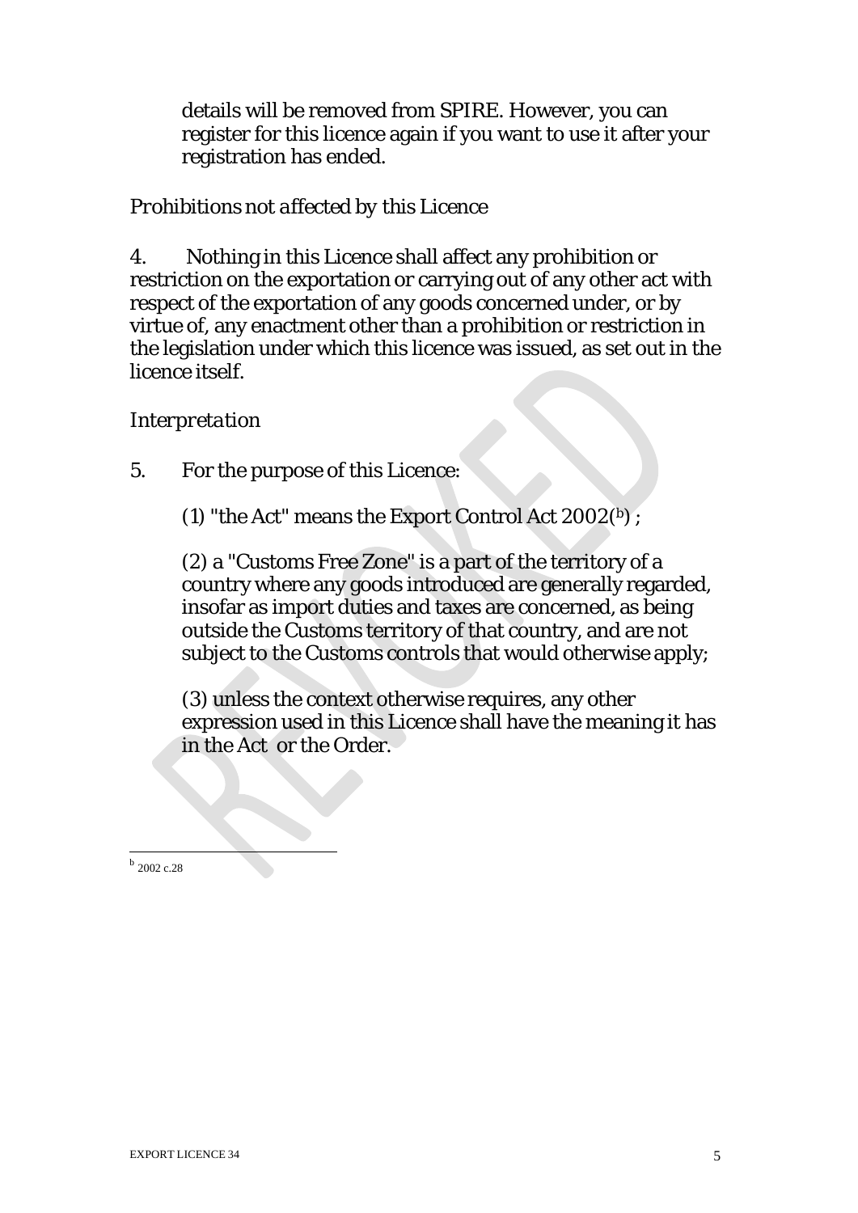details will be removed from SPIRE. However, you can register for this licence again if you want to use it after your registration has ended.

*Prohibitions not affected by this Licence*

4. Nothing in this Licence shall affect any prohibition or restriction on the exportation or carrying out of any other act with respect of the exportation of any goods concerned under, or by virtue of, any enactment other than a prohibition or restriction in the legislation under which this licence was issued, as set out in the licence itself.

*Interpretation*

5. For the purpose of this Licence:

(1) "the Act" means the Export Control Act 2002([b]) ;

(2) a "Customs Free Zone" is a part of the territory of a country where any goods introduced are generally regarded, insofar as import duties and taxes are concerned, as being outside the Customs territory of that country, and are not subject to the Customs controls that would otherwise apply;

(3) unless the context otherwise requires, any other expression used in this Licence shall have the meaning it has in the Act or the Order.

---

[b] 2002 c.28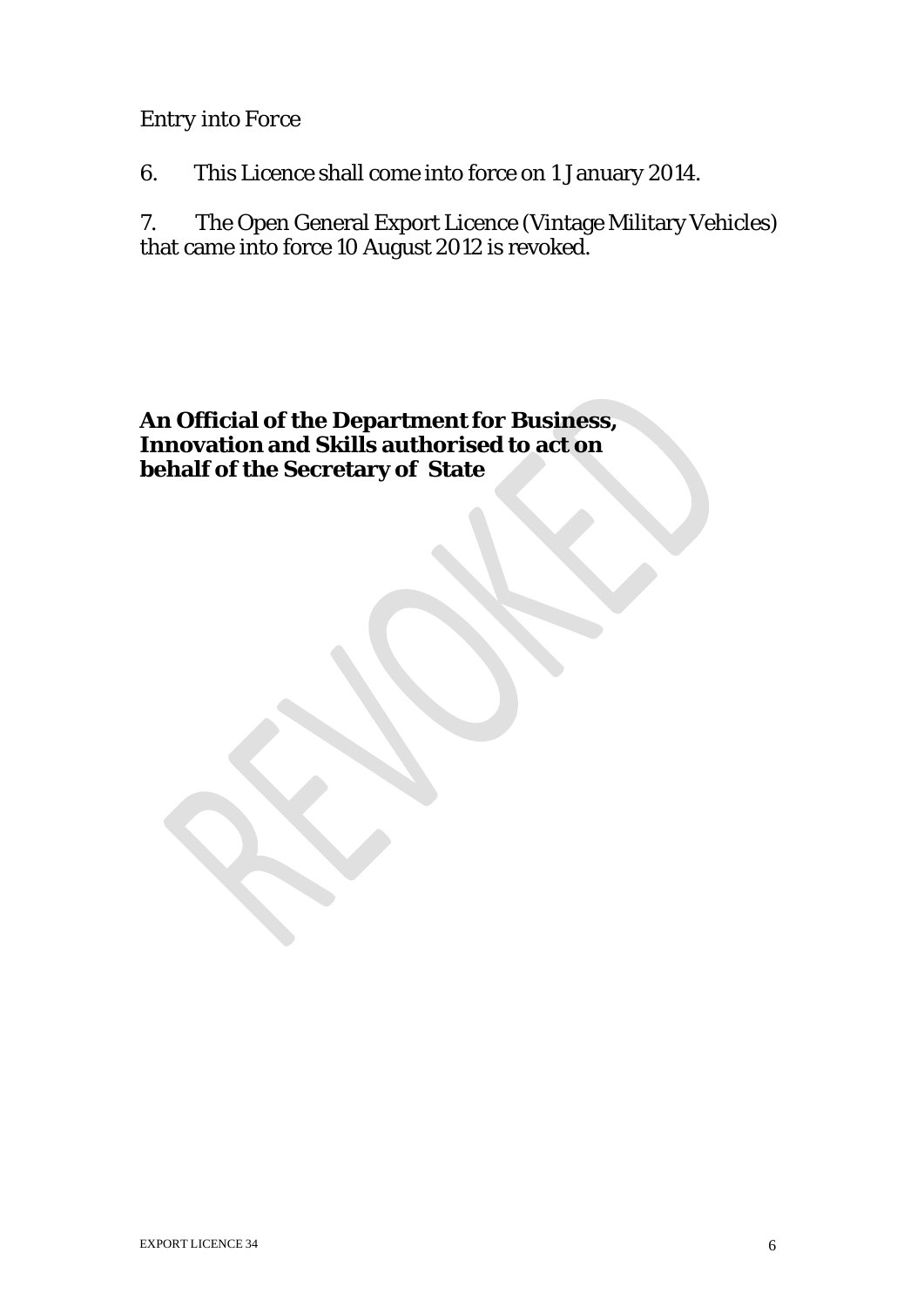*Entry into Force*

6. This Licence shall come into force on 1 January 2014.

7. The Open General Export Licence (Vintage Military Vehicles) that came into force 10 August 2012 is revoked.

**An Official of the Department for Business, Innovation and Skills authorised to act on behalf of the Secretary of State**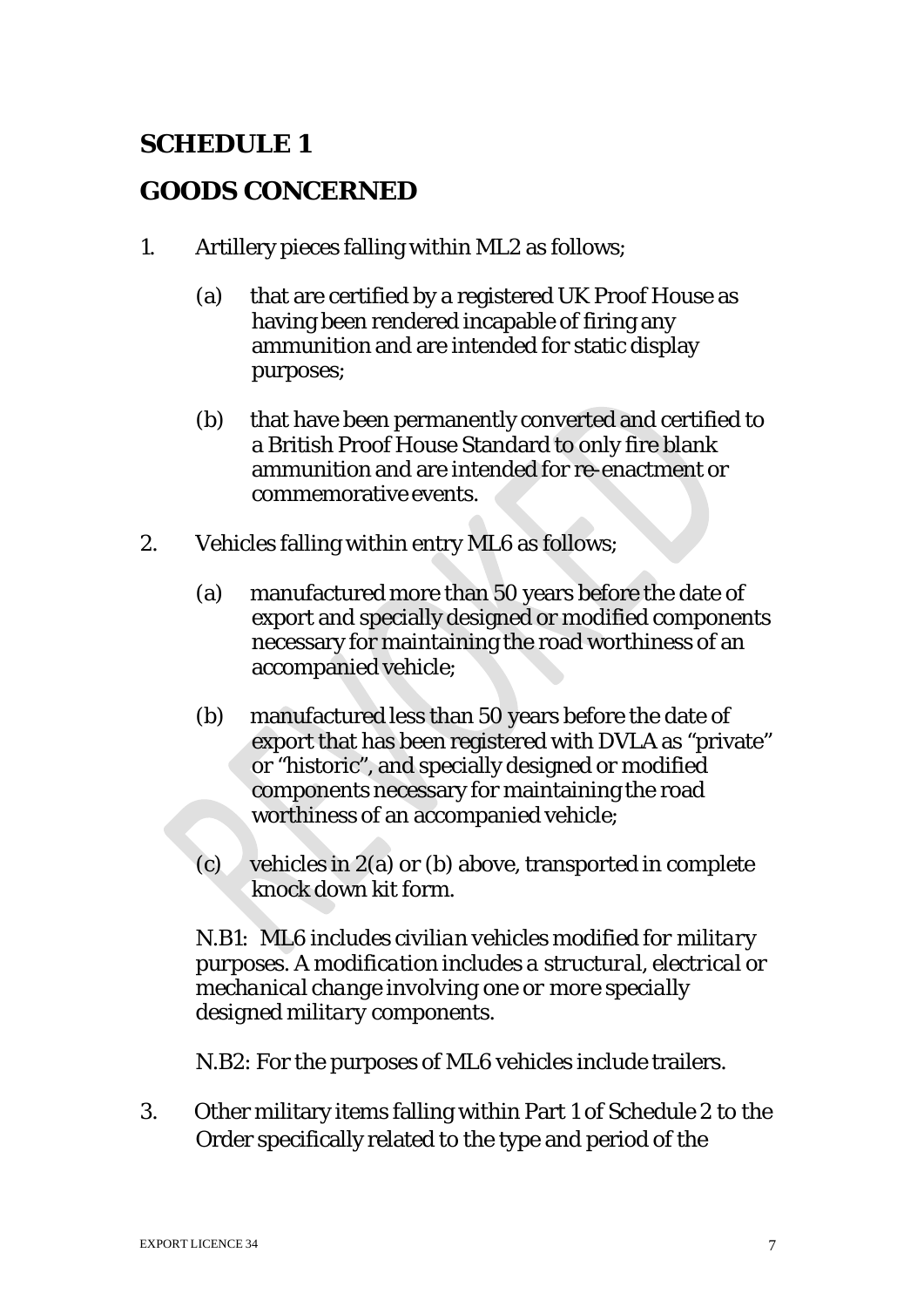## SCHEDULE 1

## GOODS CONCERNED

1. Artillery pieces falling within ML2 as follows;

   (a) that are certified by a registered UK Proof House as having been rendered incapable of firing any ammunition and are intended for static display purposes;

   (b) that have been permanently converted and certified to a British Proof House Standard to only fire blank ammunition and are intended for re-enactment or commemorative events.

2. Vehicles falling within entry ML6 as follows;

   (a) manufactured more than 50 years before the date of export and specially designed or modified components necessary for maintaining the road worthiness of an accompanied vehicle;

   (b) manufactured less than 50 years before the date of export that has been registered with DVLA as "private" or "historic", and specially designed or modified components necessary for maintaining the road worthiness of an accompanied vehicle;

   (c) vehicles in 2(a) or (b) above, transported in complete knock down kit form.

   *N.B1: ML6 includes civilian vehicles modified for military purposes. A modification includes a structural, electrical or mechanical change involving one or more specially designed military components.*

   N.B2: For the purposes of ML6 vehicles include trailers.

3. Other military items falling within Part 1 of Schedule 2 to the Order specifically related to the type and period of the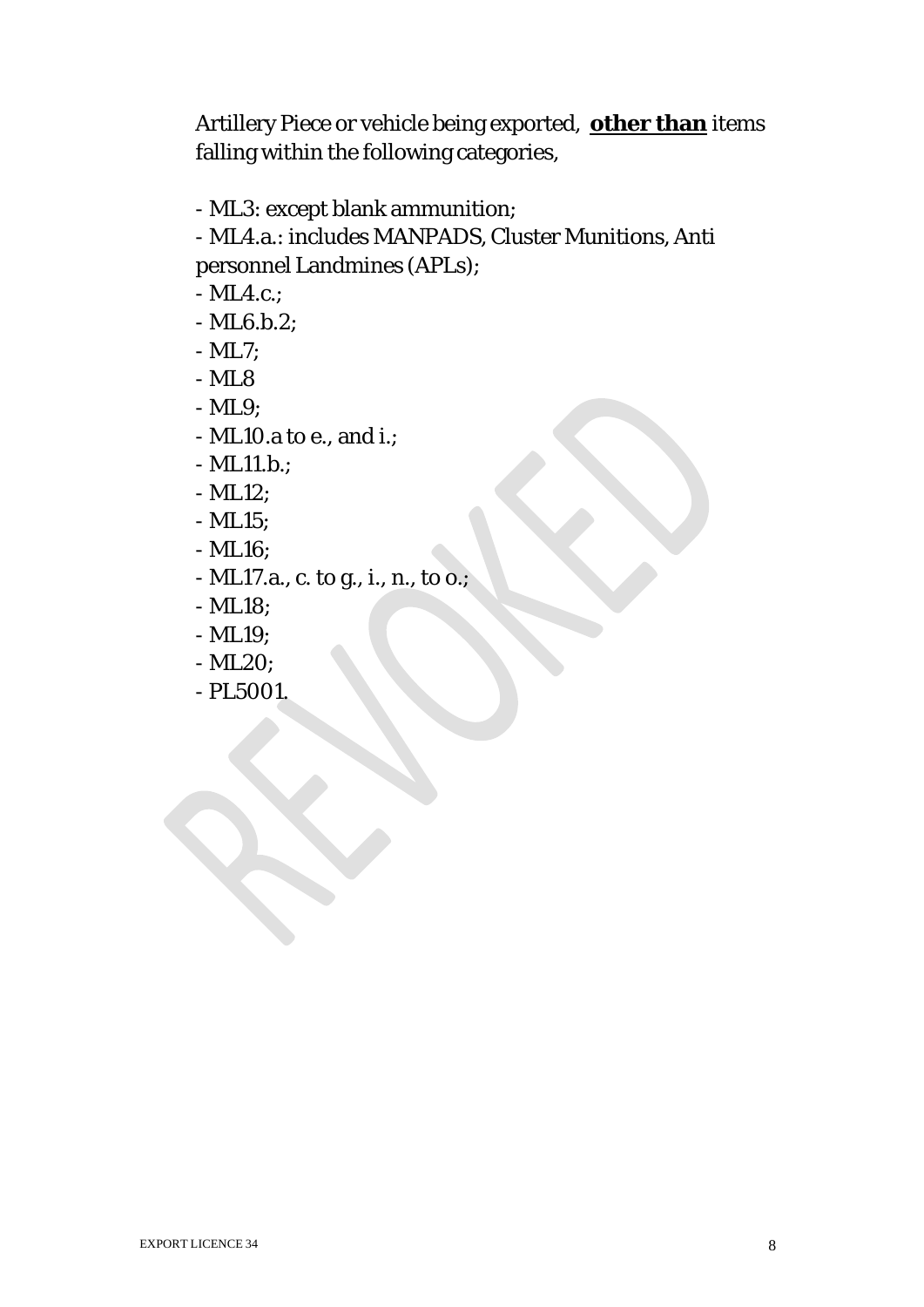Artillery Piece or vehicle being exported, **other than** items falling within the following categories,

- ML3: except blank ammunition;
- ML4.a.: includes MANPADS, Cluster Munitions, Anti personnel Landmines (APLs);
- ML4.c.;
- ML6.b.2;
- ML7;
- ML8
- ML9;
- ML10.a to e., and i.;
- ML11.b.;
- ML12;
- ML15;
- ML16;
- ML17.a., c. to g., i., n., to o.;
- ML18;
- ML19;
- ML20;
- PL5001.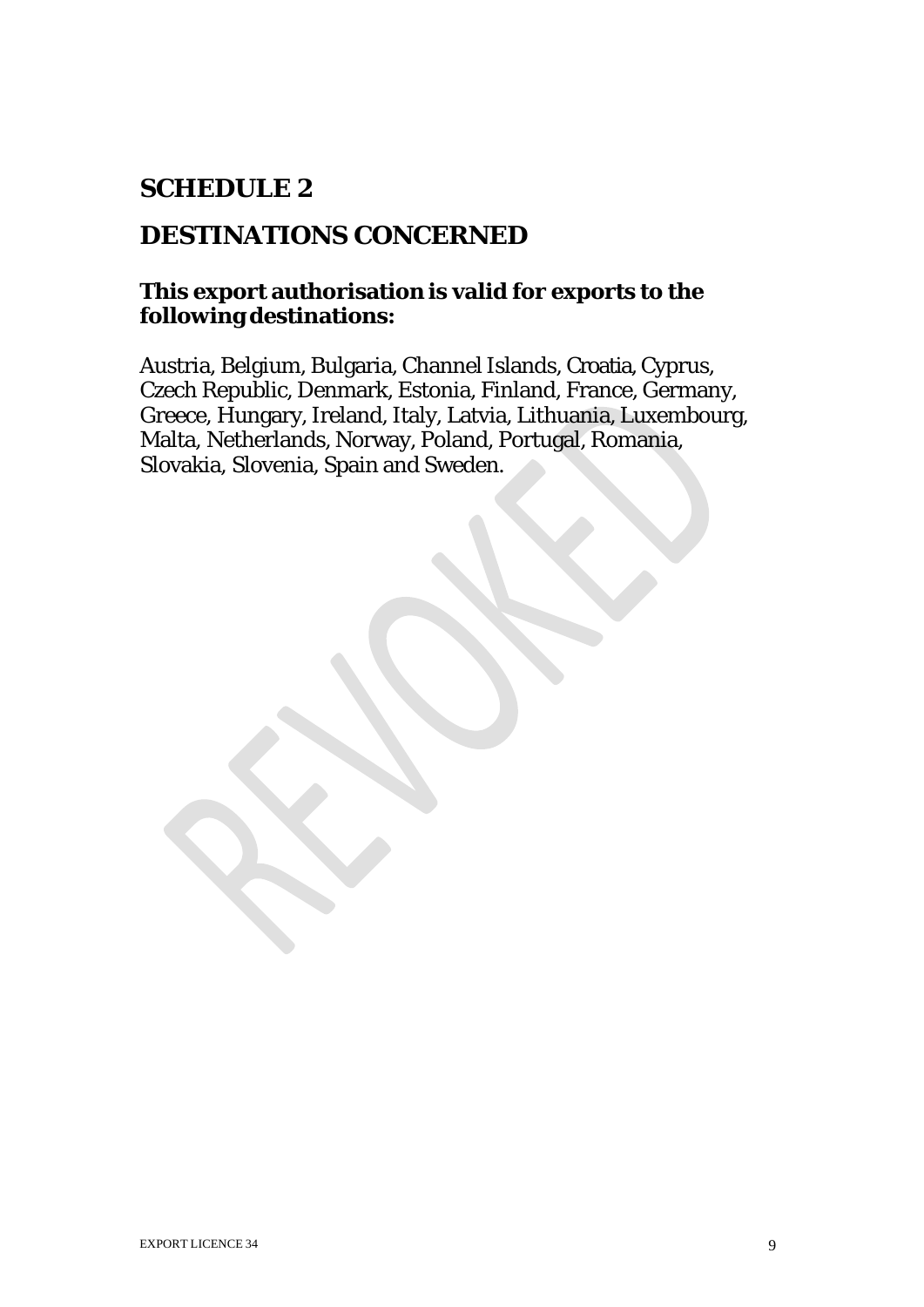## SCHEDULE 2

## DESTINATIONS CONCERNED

**This export authorisation is valid for exports to the following destinations:**

Austria, Belgium, Bulgaria, Channel Islands, Croatia, Cyprus, Czech Republic, Denmark, Estonia, Finland, France, Germany, Greece, Hungary, Ireland, Italy, Latvia, Lithuania, Luxembourg, Malta, Netherlands, Norway, Poland, Portugal, Romania, Slovakia, Slovenia, Spain and Sweden.

REVOKED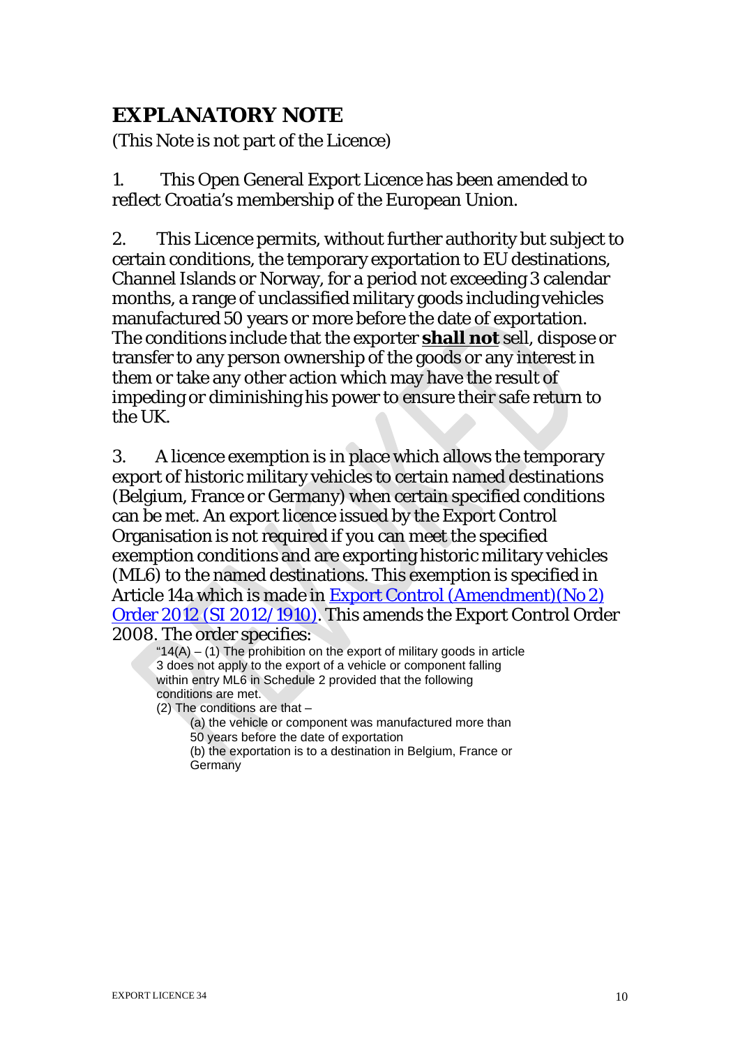## EXPLANATORY NOTE

(This Note is not part of the Licence)

1. This Open General Export Licence has been amended to reflect Croatia's membership of the European Union.

2. This Licence permits, without further authority but subject to certain conditions, the temporary exportation to EU destinations, Channel Islands or Norway, for a period not exceeding 3 calendar months, a range of unclassified military goods including vehicles manufactured 50 years or more before the date of exportation. The conditions include that the exporter **shall not** sell, dispose or transfer to any person ownership of the goods or any interest in them or take any other action which may have the result of impeding or diminishing his power to ensure their safe return to the UK.

3. A licence exemption is in place which allows the temporary export of historic military vehicles to certain named destinations (Belgium, France or Germany) when certain specified conditions can be met. An export licence issued by the Export Control Organisation is not required if you can meet the specified exemption conditions and are exporting historic military vehicles (ML6) to the named destinations. This exemption is specified in Article 14a which is made in [Export Control (Amendment)(No 2) Order 2012 (SI 2012/1910)](). This amends the Export Control Order 2008. The order specifies:

> "14(A) – (1) The prohibition on the export of military goods in article 3 does not apply to the export of a vehicle or component falling within entry ML6 in Schedule 2 provided that the following conditions are met.
>
> (2) The conditions are that –
>
> (a) the vehicle or component was manufactured more than 50 years before the date of exportation
>
> (b) the exportation is to a destination in Belgium, France or Germany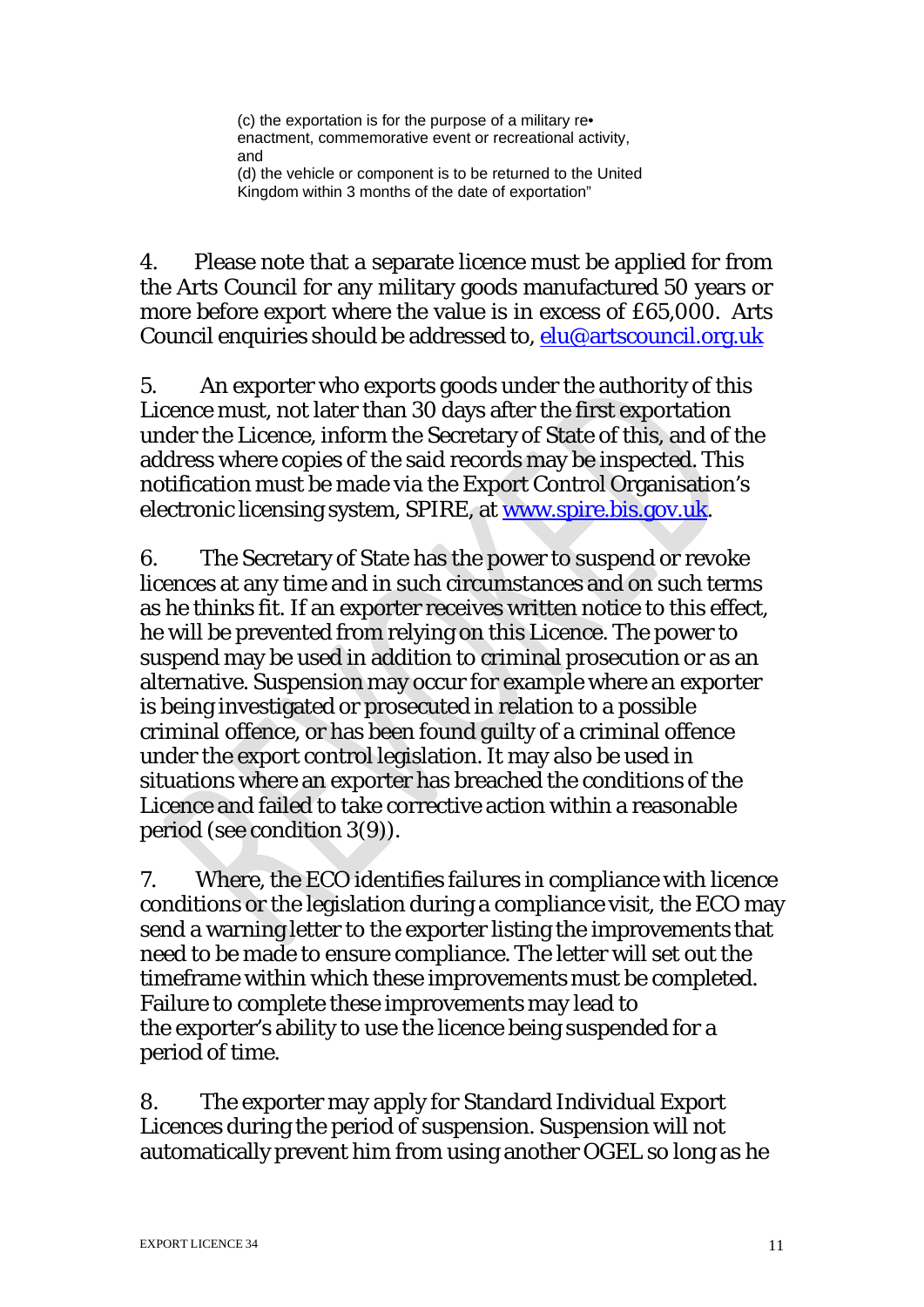(c) the exportation is for the purpose of a military re• enactment, commemorative event or recreational activity, and
(d) the vehicle or component is to be returned to the United Kingdom within 3 months of the date of exportation"

4. Please note that a separate licence must be applied for from the Arts Council for any military goods manufactured 50 years or more before export where the value is in excess of £65,000. Arts Council enquiries should be addressed to, elu@artscouncil.org.uk

5. An exporter who exports goods under the authority of this Licence must, not later than 30 days after the first exportation under the Licence, inform the Secretary of State of this, and of the address where copies of the said records may be inspected. This notification must be made via the Export Control Organisation's electronic licensing system, SPIRE, at www.spire.bis.gov.uk.

6. The Secretary of State has the power to suspend or revoke licences at any time and in such circumstances and on such terms as he thinks fit. If an exporter receives written notice to this effect, he will be prevented from relying on this Licence. The power to suspend may be used in addition to criminal prosecution or as an alternative. Suspension may occur for example where an exporter is being investigated or prosecuted in relation to a possible criminal offence, or has been found guilty of a criminal offence under the export control legislation. It may also be used in situations where an exporter has breached the conditions of the Licence and failed to take corrective action within a reasonable period (see condition 3(9)).

7. Where, the ECO identifies failures in compliance with licence conditions or the legislation during a compliance visit, the ECO may send a warning letter to the exporter listing the improvements that need to be made to ensure compliance. The letter will set out the timeframe within which these improvements must be completed. Failure to complete these improvements may lead to the exporter's ability to use the licence being suspended for a period of time.

8. The exporter may apply for Standard Individual Export Licences during the period of suspension. Suspension will not automatically prevent him from using another OGEL so long as he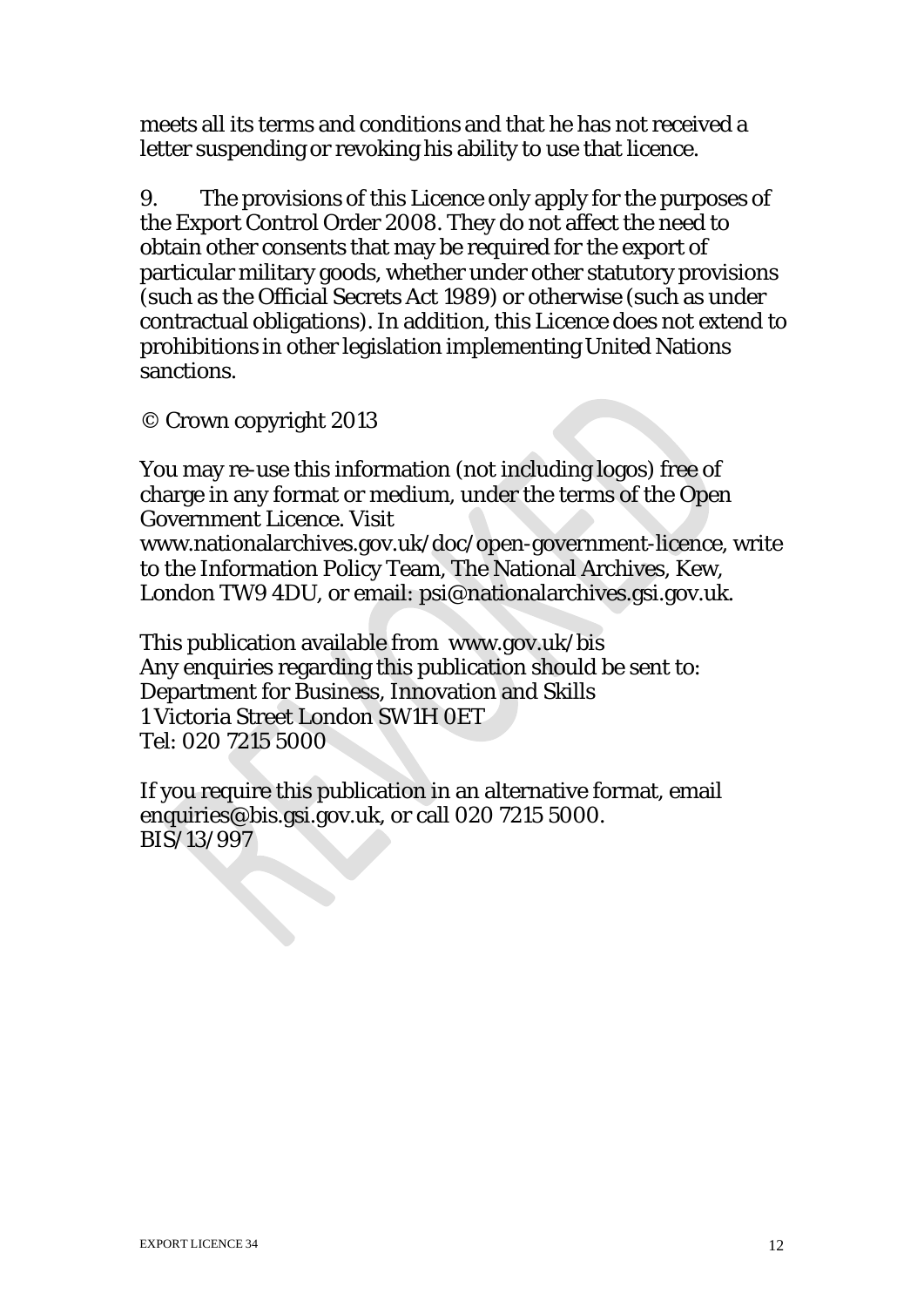meets all its terms and conditions and that he has not received a letter suspending or revoking his ability to use that licence.

9. The provisions of this Licence only apply for the purposes of the Export Control Order 2008. They do not affect the need to obtain other consents that may be required for the export of particular military goods, whether under other statutory provisions (such as the Official Secrets Act 1989) or otherwise (such as under contractual obligations). In addition, this Licence does not extend to prohibitions in other legislation implementing United Nations sanctions.

© Crown copyright 2013

You may re-use this information (not including logos) free of charge in any format or medium, under the terms of the Open Government Licence. Visit www.nationalarchives.gov.uk/doc/open-government-licence, write to the Information Policy Team, The National Archives, Kew, London TW9 4DU, or email: psi@nationalarchives.gsi.gov.uk.

This publication available from www.gov.uk/bis
Any enquiries regarding this publication should be sent to:
Department for Business, Innovation and Skills
1 Victoria Street London SW1H 0ET
Tel: 020 7215 5000

If you require this publication in an alternative format, email enquiries@bis.gsi.gov.uk, or call 020 7215 5000.
BIS/13/997